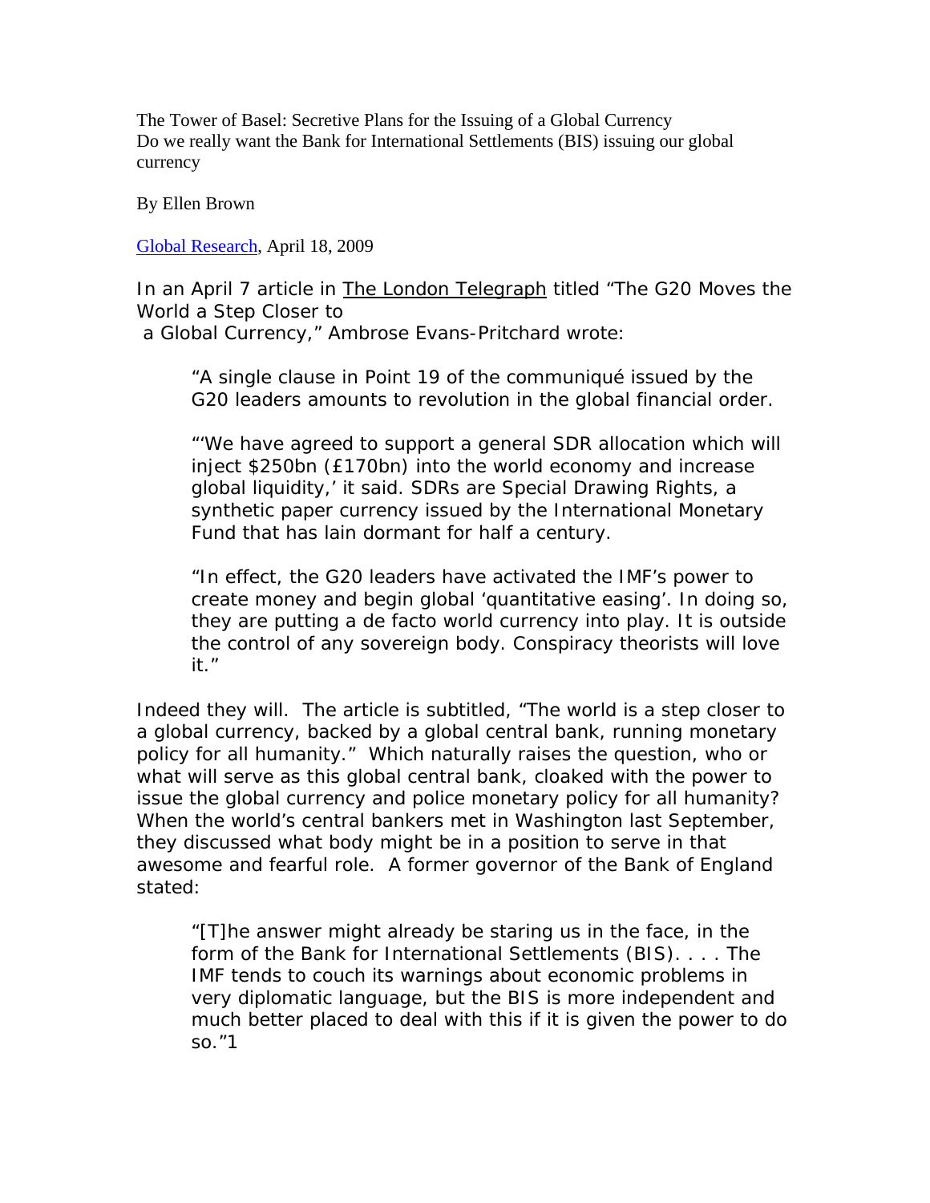# The Tower of Basel: Secretive Plans for the Issuing of a Global Currency

Do we really want the Bank for International Settlements (BIS) issuing our global currency

By Ellen Brown

Global Research, April 18, 2009

In an April 7 article in The London Telegraph titled "The G20 Moves the World a Step Closer to a Global Currency," Ambrose Evans-Pritchard wrote:

> "A single clause in Point 19 of the communiqué issued by the G20 leaders amounts to revolution in the global financial order.
>
> "'We have agreed to support a general SDR allocation which will inject $250bn (£170bn) into the world economy and increase global liquidity,' it said. SDRs are Special Drawing Rights, a synthetic paper currency issued by the International Monetary Fund that has lain dormant for half a century.
>
> "In effect, the G20 leaders have activated the IMF's power to create money and begin global 'quantitative easing'. In doing so, they are putting a de facto world currency into play. It is outside the control of any sovereign body. Conspiracy theorists will love it."

Indeed they will. The article is subtitled, "The world is a step closer to a global currency, backed by a global central bank, running monetary policy for all humanity." Which naturally raises the question, who or what will serve as this global central bank, cloaked with the power to issue the global currency and police monetary policy for all humanity? When the world's central bankers met in Washington last September, they discussed what body might be in a position to serve in that awesome and fearful role. A former governor of the Bank of England stated:

> "[T]he answer might already be staring us in the face, in the form of the Bank for International Settlements (BIS). . . . The IMF tends to couch its warnings about economic problems in very diplomatic language, but the BIS is more independent and much better placed to deal with this if it is given the power to do so."[1]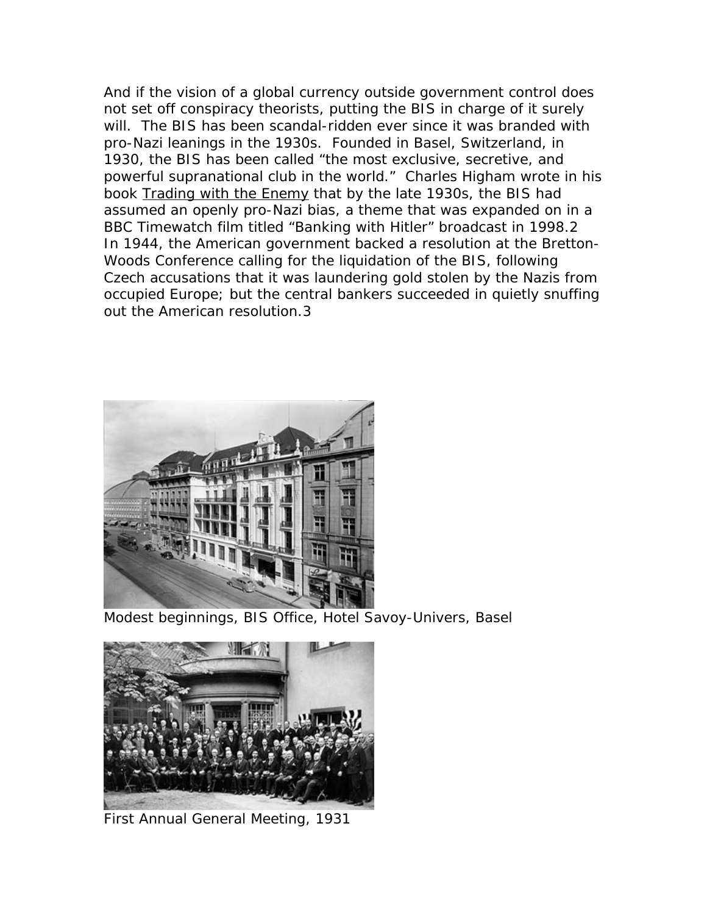And if the vision of a global currency outside government control does not set off conspiracy theorists, putting the BIS in charge of it surely will. The BIS has been scandal-ridden ever since it was branded with pro-Nazi leanings in the 1930s. Founded in Basel, Switzerland, in 1930, the BIS has been called "the most exclusive, secretive, and powerful supranational club in the world." Charles Higham wrote in his book Trading with the Enemy that by the late 1930s, the BIS had assumed an openly pro-Nazi bias, a theme that was expanded on in a BBC Timewatch film titled "Banking with Hitler" broadcast in 1998.[2] In 1944, the American government backed a resolution at the Bretton-Woods Conference calling for the liquidation of the BIS, following Czech accusations that it was laundering gold stolen by the Nazis from occupied Europe; but the central bankers succeeded in quietly snuffing out the American resolution.[3]

Modest beginnings, BIS Office, Hotel Savoy-Univers, Basel

First Annual General Meeting, 1931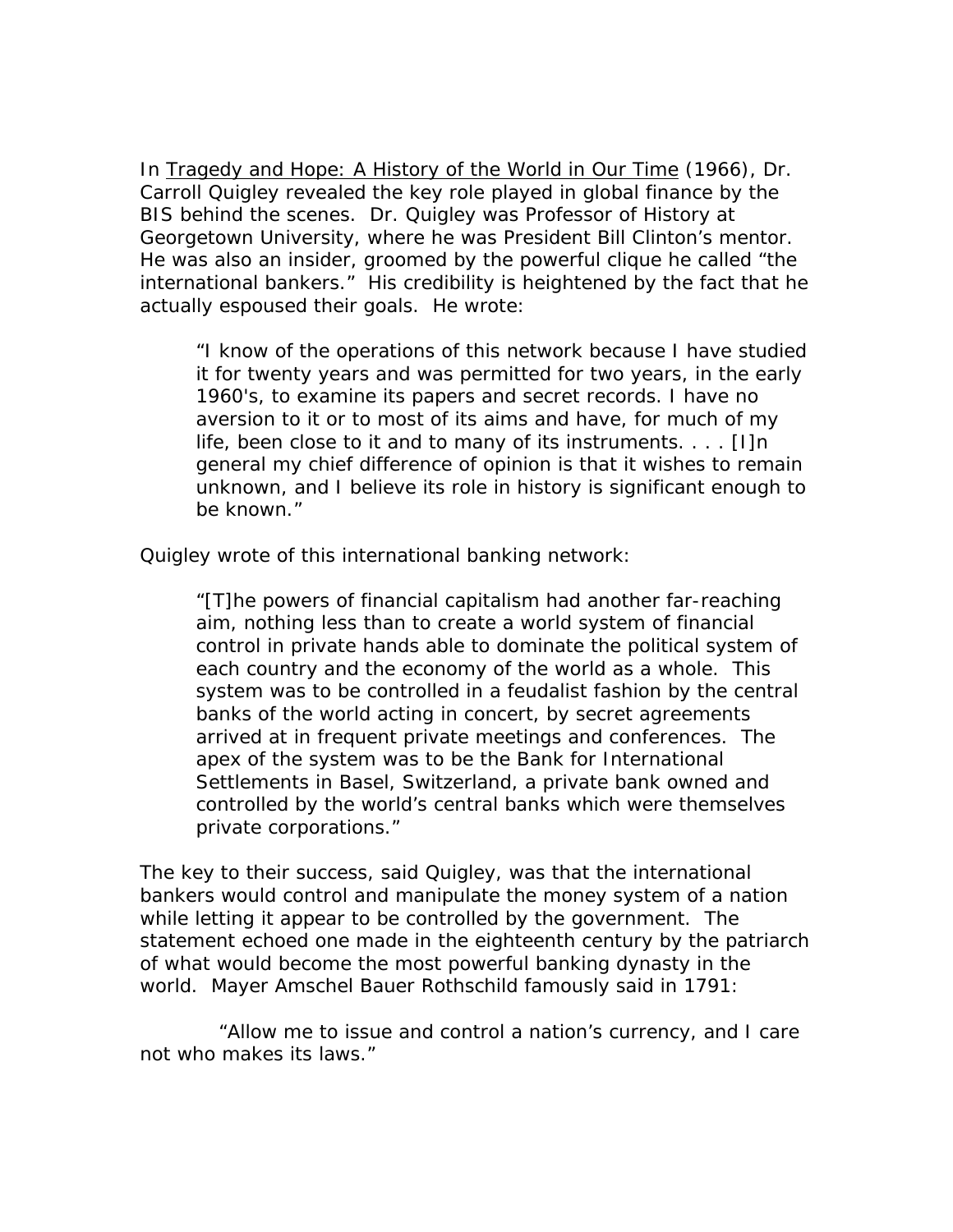In Tragedy and Hope: A History of the World in Our Time (1966), Dr. Carroll Quigley revealed the key role played in global finance by the BIS behind the scenes. Dr. Quigley was Professor of History at Georgetown University, where he was President Bill Clinton's mentor. He was also an insider, groomed by the powerful clique he called "the international bankers." His credibility is heightened by the fact that he actually espoused their goals. He wrote:

> "I know of the operations of this network because I have studied it for twenty years and was permitted for two years, in the early 1960's, to examine its papers and secret records. I have no aversion to it or to most of its aims and have, for much of my life, been close to it and to many of its instruments. . . . [I]n general my chief difference of opinion is that it wishes to remain unknown, and I believe its role in history is significant enough to be known."

Quigley wrote of this international banking network:

> "[T]he powers of financial capitalism had another far-reaching aim, nothing less than to create a world system of financial control in private hands able to dominate the political system of each country and the economy of the world as a whole. This system was to be controlled in a feudalist fashion by the central banks of the world acting in concert, by secret agreements arrived at in frequent private meetings and conferences. The apex of the system was to be the Bank for International Settlements in Basel, Switzerland, a private bank owned and controlled by the world's central banks which were themselves private corporations."

The key to their success, said Quigley, was that the international bankers would control and manipulate the money system of a nation while letting it appear to be controlled by the government. The statement echoed one made in the eighteenth century by the patriarch of what would become the most powerful banking dynasty in the world. Mayer Amschel Bauer Rothschild famously said in 1791:

"Allow me to issue and control a nation's currency, and I care not who makes its laws."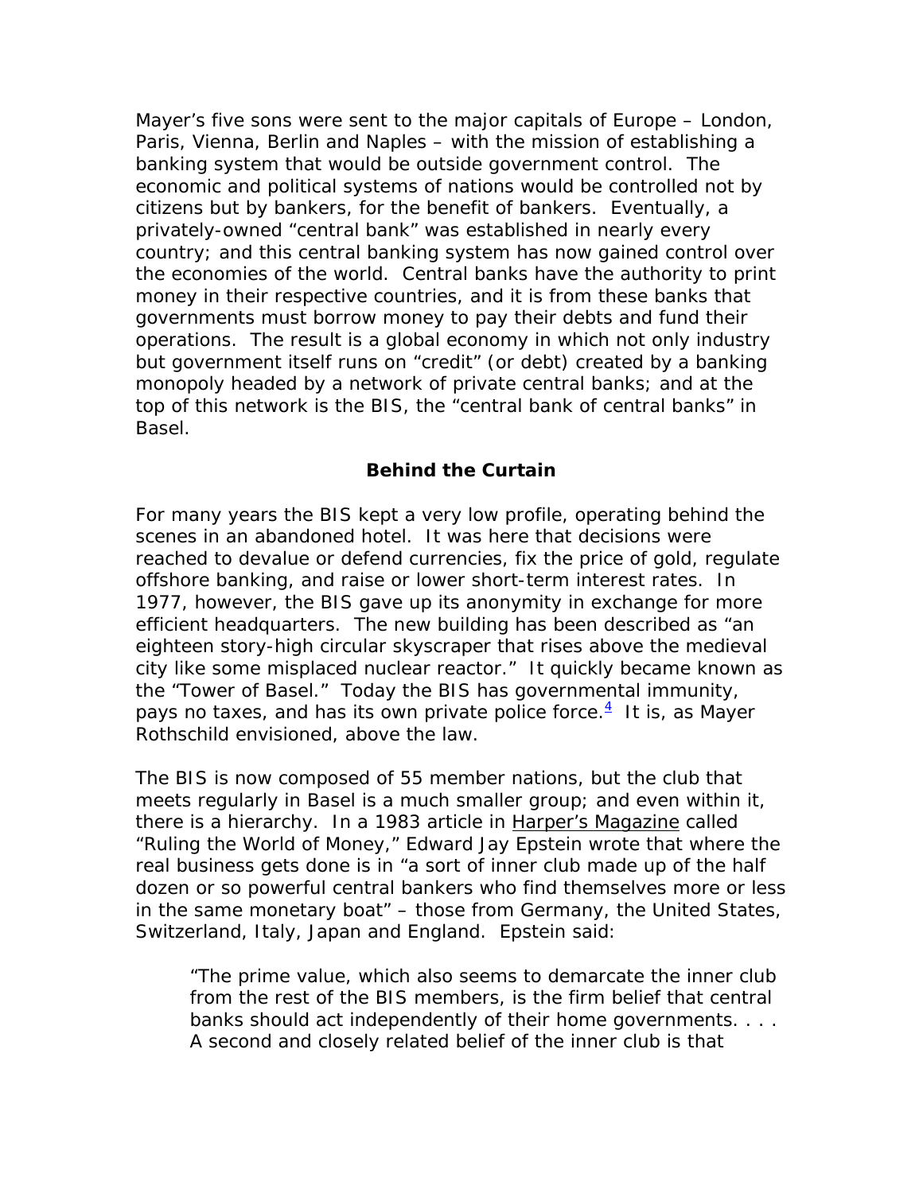Mayer's five sons were sent to the major capitals of Europe – London, Paris, Vienna, Berlin and Naples – with the mission of establishing a banking system that would be outside government control. The economic and political systems of nations would be controlled not by citizens but by bankers, for the benefit of bankers. Eventually, a privately-owned "central bank" was established in nearly every country; and this central banking system has now gained control over the economies of the world. Central banks have the authority to print money in their respective countries, and it is from these banks that governments must borrow money to pay their debts and fund their operations. The result is a global economy in which not only industry but government itself runs on "credit" (or debt) created by a banking monopoly headed by a network of private central banks; and at the top of this network is the BIS, the "central bank of central banks" in Basel.

## Behind the Curtain

For many years the BIS kept a very low profile, operating behind the scenes in an abandoned hotel. It was here that decisions were reached to devalue or defend currencies, fix the price of gold, regulate offshore banking, and raise or lower short-term interest rates. In 1977, however, the BIS gave up its anonymity in exchange for more efficient headquarters. The new building has been described as "an eighteen story-high circular skyscraper that rises above the medieval city like some misplaced nuclear reactor." It quickly became known as the "Tower of Basel." Today the BIS has governmental immunity, pays no taxes, and has its own private police force.[4] It is, as Mayer Rothschild envisioned, above the law.

The BIS is now composed of 55 member nations, but the club that meets regularly in Basel is a much smaller group; and even within it, there is a hierarchy. In a 1983 article in Harper's Magazine called "Ruling the World of Money," Edward Jay Epstein wrote that where the real business gets done is in "a sort of inner club made up of the half dozen or so powerful central bankers who find themselves more or less in the same monetary boat" – those from Germany, the United States, Switzerland, Italy, Japan and England. Epstein said:

> "The prime value, which also seems to demarcate the inner club from the rest of the BIS members, is the firm belief that central banks should act independently of their home governments. . . . A second and closely related belief of the inner club is that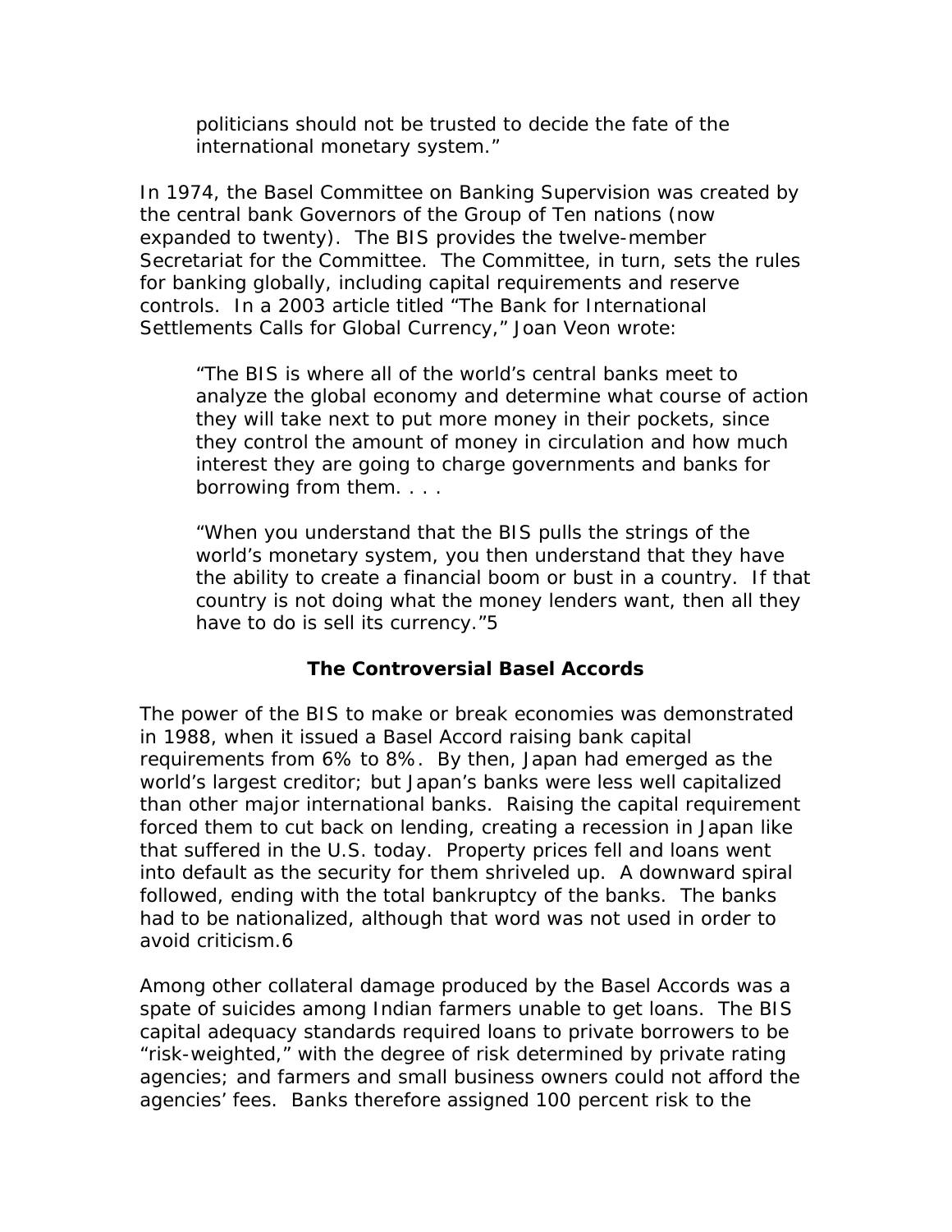> politicians should not be trusted to decide the fate of the international monetary system."

In 1974, the Basel Committee on Banking Supervision was created by the central bank Governors of the Group of Ten nations (now expanded to twenty). The BIS provides the twelve-member Secretariat for the Committee. The Committee, in turn, sets the rules for banking globally, including capital requirements and reserve controls. In a 2003 article titled "The Bank for International Settlements Calls for Global Currency," Joan Veon wrote:

> "The BIS is where all of the world's central banks meet to analyze the global economy and determine what course of action they will take next to put more money in their pockets, since they control the amount of money in circulation and how much interest they are going to charge governments and banks for borrowing from them. . . .
>
> "When you understand that the BIS pulls the strings of the world's monetary system, you then understand that they have the ability to create a financial boom or bust in a country. If that country is not doing what the money lenders want, then all they have to do is sell its currency."5

### The Controversial Basel Accords

The power of the BIS to make or break economies was demonstrated in 1988, when it issued a Basel Accord raising bank capital requirements from 6% to 8%. By then, Japan had emerged as the world's largest creditor; but Japan's banks were less well capitalized than other major international banks. Raising the capital requirement forced them to cut back on lending, creating a recession in Japan like that suffered in the U.S. today. Property prices fell and loans went into default as the security for them shriveled up. A downward spiral followed, ending with the total bankruptcy of the banks. The banks had to be nationalized, although that word was not used in order to avoid criticism.6

Among other collateral damage produced by the Basel Accords was a spate of suicides among Indian farmers unable to get loans. The BIS capital adequacy standards required loans to private borrowers to be "risk-weighted," with the degree of risk determined by private rating agencies; and farmers and small business owners could not afford the agencies' fees. Banks therefore assigned 100 percent risk to the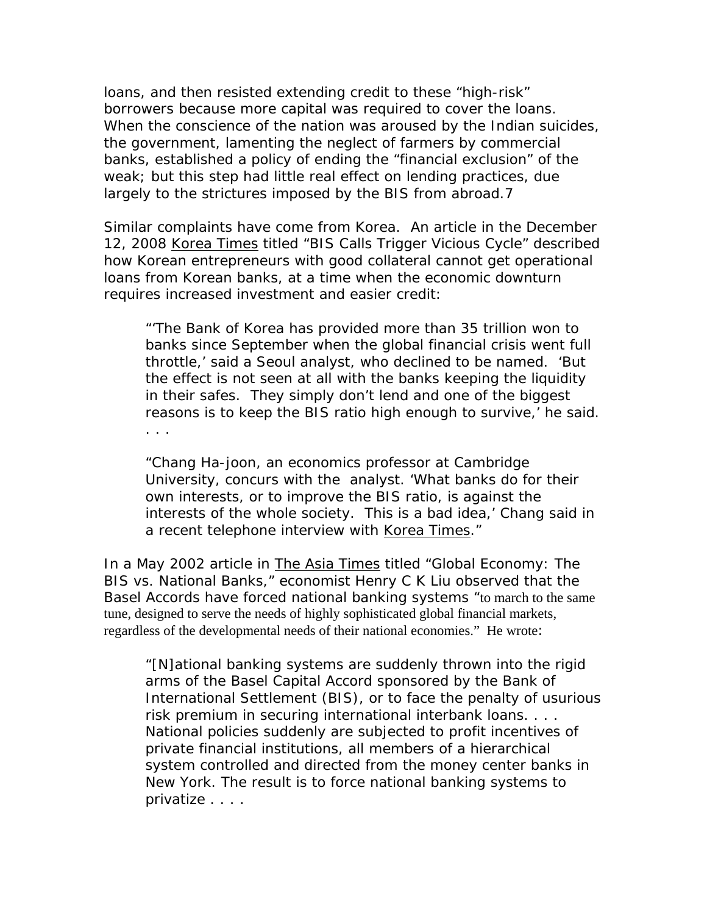loans, and then resisted extending credit to these "high-risk" borrowers because more capital was required to cover the loans. When the conscience of the nation was aroused by the Indian suicides, the government, lamenting the neglect of farmers by commercial banks, established a policy of ending the "financial exclusion" of the weak; but this step had little real effect on lending practices, due largely to the strictures imposed by the BIS from abroad.7

Similar complaints have come from Korea. An article in the December 12, 2008 Korea Times titled "BIS Calls Trigger Vicious Cycle" described how Korean entrepreneurs with good collateral cannot get operational loans from Korean banks, at a time when the economic downturn requires increased investment and easier credit:

> "'The Bank of Korea has provided more than 35 trillion won to banks since September when the global financial crisis went full throttle,' said a Seoul analyst, who declined to be named. 'But the effect is not seen at all with the banks keeping the liquidity in their safes. They simply don't lend and one of the biggest reasons is to keep the BIS ratio high enough to survive,' he said. . . .
>
> "Chang Ha-joon, an economics professor at Cambridge University, concurs with the analyst. 'What banks do for their own interests, or to improve the BIS ratio, is against the interests of the whole society. This is a bad idea,' Chang said in a recent telephone interview with Korea Times."

In a May 2002 article in The Asia Times titled "Global Economy: The BIS vs. National Banks," economist Henry C K Liu observed that the Basel Accords have forced national banking systems "to march to the same tune, designed to serve the needs of highly sophisticated global financial markets, regardless of the developmental needs of their national economies." He wrote:

> "[N]ational banking systems are suddenly thrown into the rigid arms of the Basel Capital Accord sponsored by the Bank of International Settlement (BIS), or to face the penalty of usurious risk premium in securing international interbank loans. . . . National policies suddenly are subjected to profit incentives of private financial institutions, all members of a hierarchical system controlled and directed from the money center banks in New York. The result is to force national banking systems to privatize . . . .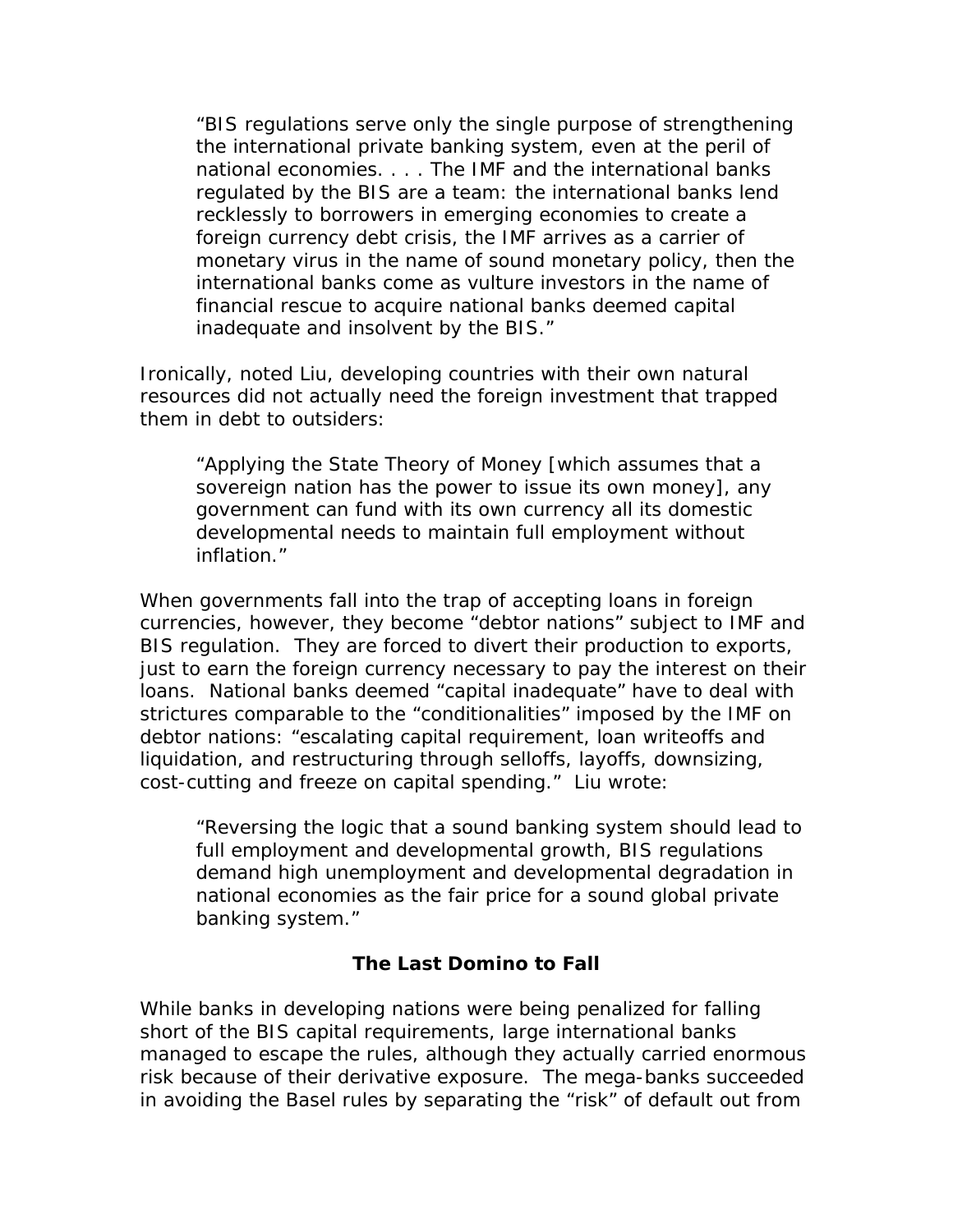> "BIS regulations serve only the single purpose of strengthening the international private banking system, even at the peril of national economies. . . . The IMF and the international banks regulated by the BIS are a team: the international banks lend recklessly to borrowers in emerging economies to create a foreign currency debt crisis, the IMF arrives as a carrier of monetary virus in the name of sound monetary policy, then the international banks come as vulture investors in the name of financial rescue to acquire national banks deemed capital inadequate and insolvent by the BIS."

Ironically, noted Liu, developing countries with their own natural resources did not actually need the foreign investment that trapped them in debt to outsiders:

> "Applying the State Theory of Money [which assumes that a sovereign nation has the power to issue its own money], any government can fund with its own currency all its domestic developmental needs to maintain full employment without inflation."

When governments fall into the trap of accepting loans in foreign currencies, however, they become "debtor nations" subject to IMF and BIS regulation. They are forced to divert their production to exports, just to earn the foreign currency necessary to pay the interest on their loans. National banks deemed "capital inadequate" have to deal with strictures comparable to the "conditionalities" imposed by the IMF on debtor nations: "escalating capital requirement, loan writeoffs and liquidation, and restructuring through selloffs, layoffs, downsizing, cost-cutting and freeze on capital spending." Liu wrote:

> "Reversing the logic that a sound banking system should lead to full employment and developmental growth, BIS regulations demand high unemployment and developmental degradation in national economies as the fair price for a sound global private banking system."

## The Last Domino to Fall

While banks in developing nations were being penalized for falling short of the BIS capital requirements, large international banks managed to escape the rules, although they actually carried enormous risk because of their derivative exposure. The mega-banks succeeded in avoiding the Basel rules by separating the "risk" of default out from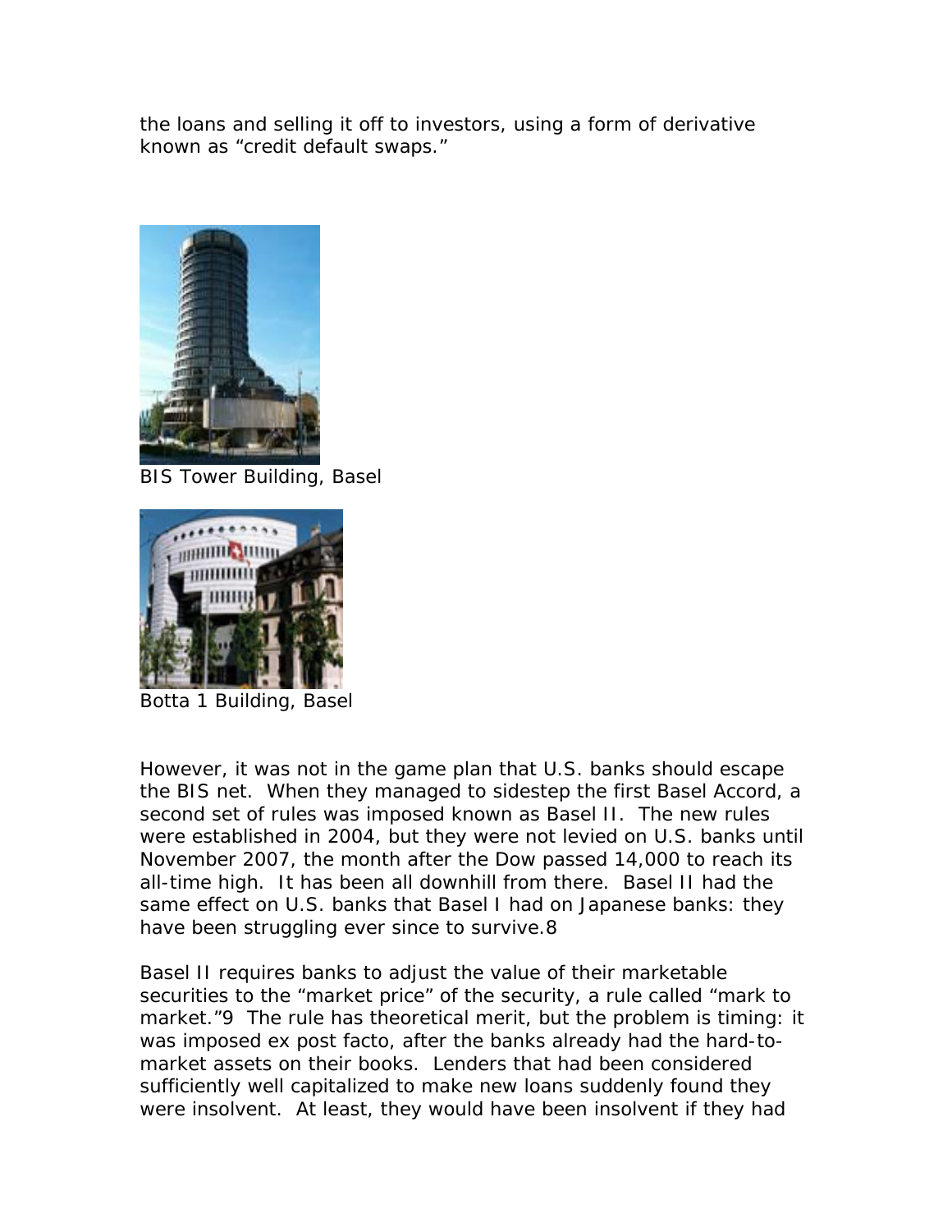the loans and selling it off to investors, using a form of derivative known as "credit default swaps."

BIS Tower Building, Basel

Botta 1 Building, Basel

However, it was not in the game plan that U.S. banks should escape the BIS net. When they managed to sidestep the first Basel Accord, a second set of rules was imposed known as Basel II. The new rules were established in 2004, but they were not levied on U.S. banks until November 2007, the month after the Dow passed 14,000 to reach its all-time high. It has been all downhill from there. Basel II had the same effect on U.S. banks that Basel I had on Japanese banks: they have been struggling ever since to survive.[8]

Basel II requires banks to adjust the value of their marketable securities to the "market price" of the security, a rule called "mark to market."[9] The rule has theoretical merit, but the problem is timing: it was imposed ex post facto, after the banks already had the hard-to-market assets on their books. Lenders that had been considered sufficiently well capitalized to make new loans suddenly found they were insolvent. At least, they would have been insolvent if they had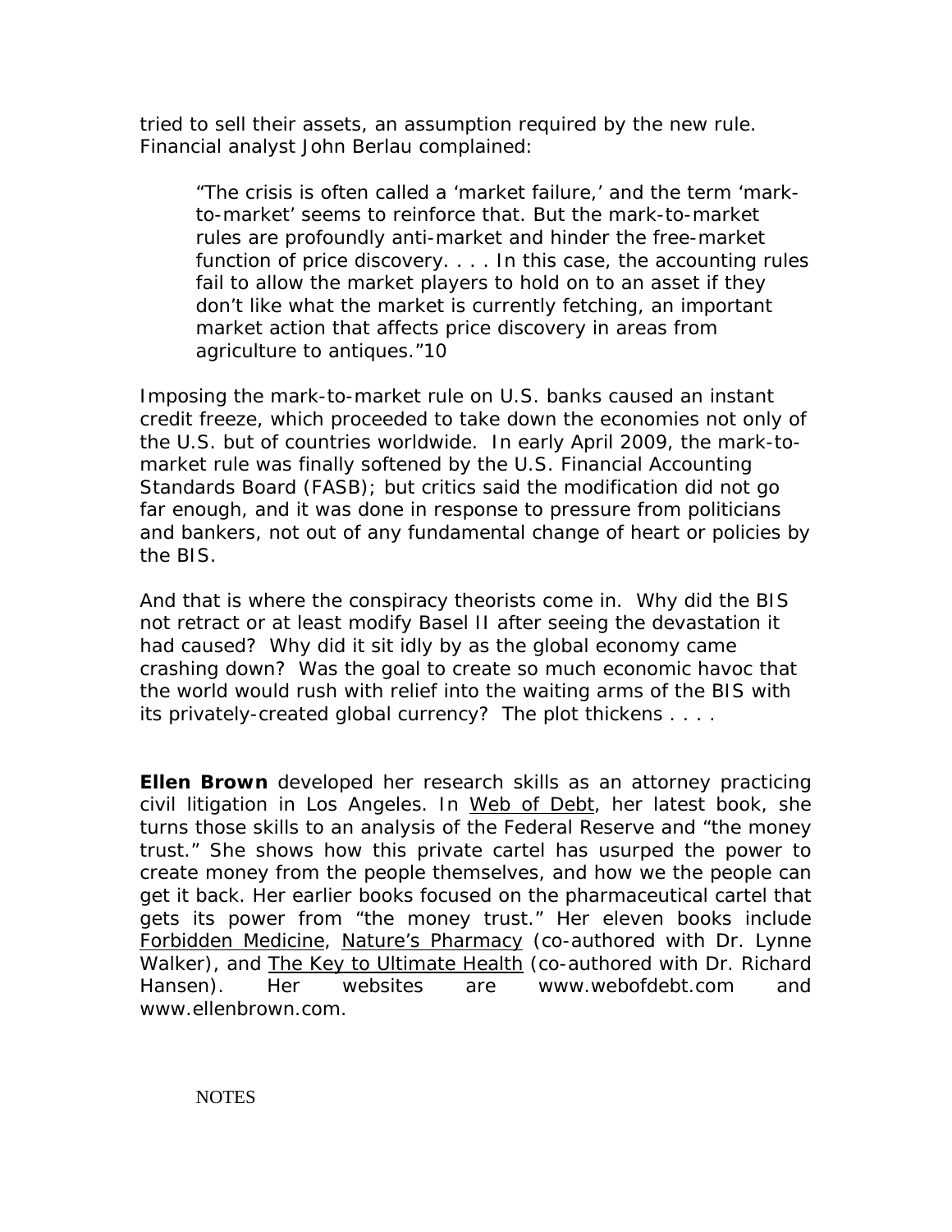tried to sell their assets, an assumption required by the new rule. Financial analyst John Berlau complained:

> "The crisis is often called a 'market failure,' and the term 'mark-to-market' seems to reinforce that. But the mark-to-market rules are profoundly anti-market and hinder the free-market function of price discovery. . . . In this case, the accounting rules fail to allow the market players to hold on to an asset if they don't like what the market is currently fetching, an important market action that affects price discovery in areas from agriculture to antiques."10

Imposing the mark-to-market rule on U.S. banks caused an instant credit freeze, which proceeded to take down the economies not only of the U.S. but of countries worldwide. In early April 2009, the mark-to-market rule was finally softened by the U.S. Financial Accounting Standards Board (FASB); but critics said the modification did not go far enough, and it was done in response to pressure from politicians and bankers, not out of any fundamental change of heart or policies by the BIS.

And that is where the conspiracy theorists come in. Why did the BIS not retract or at least modify Basel II after seeing the devastation it had caused? Why did it sit idly by as the global economy came crashing down? Was the goal to create so much economic havoc that the world would rush with relief into the waiting arms of the BIS with its privately-created global currency? The plot thickens . . . .

**Ellen Brown** developed her research skills as an attorney practicing civil litigation in Los Angeles. In Web of Debt, her latest book, she turns those skills to an analysis of the Federal Reserve and "the money trust." She shows how this private cartel has usurped the power to create money from the people themselves, and how we the people can get it back. Her earlier books focused on the pharmaceutical cartel that gets its power from "the money trust." Her eleven books include Forbidden Medicine, Nature's Pharmacy (co-authored with Dr. Lynne Walker), and The Key to Ultimate Health (co-authored with Dr. Richard Hansen). Her websites are www.webofdebt.com and www.ellenbrown.com.

NOTES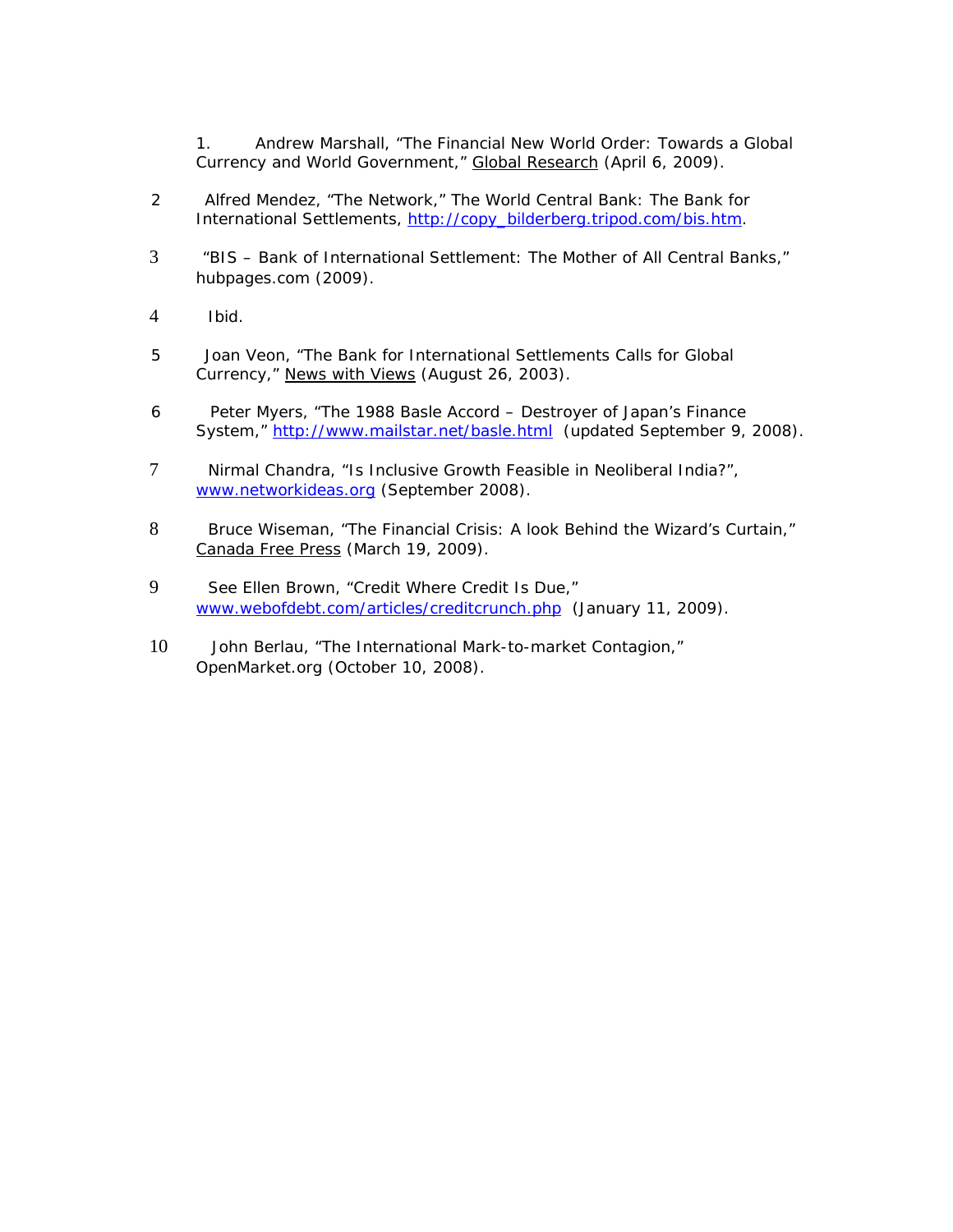1. Andrew Marshall, "The Financial New World Order: Towards a Global Currency and World Government," Global Research (April 6, 2009).

2 Alfred Mendez, "The Network," The World Central Bank: The Bank for International Settlements, http://copy_bilderberg.tripod.com/bis.htm.

3 "BIS – Bank of International Settlement: The Mother of All Central Banks," hubpages.com (2009).

4 Ibid.

5 Joan Veon, "The Bank for International Settlements Calls for Global Currency," News with Views (August 26, 2003).

6 Peter Myers, "The 1988 Basle Accord – Destroyer of Japan's Finance System," http://www.mailstar.net/basle.html (updated September 9, 2008).

7 Nirmal Chandra, "Is Inclusive Growth Feasible in Neoliberal India?", www.networkideas.org (September 2008).

8 Bruce Wiseman, "The Financial Crisis: A look Behind the Wizard's Curtain," Canada Free Press (March 19, 2009).

9 See Ellen Brown, "Credit Where Credit Is Due," www.webofdebt.com/articles/creditcrunch.php (January 11, 2009).

10 John Berlau, "The International Mark-to-market Contagion," OpenMarket.org (October 10, 2008).